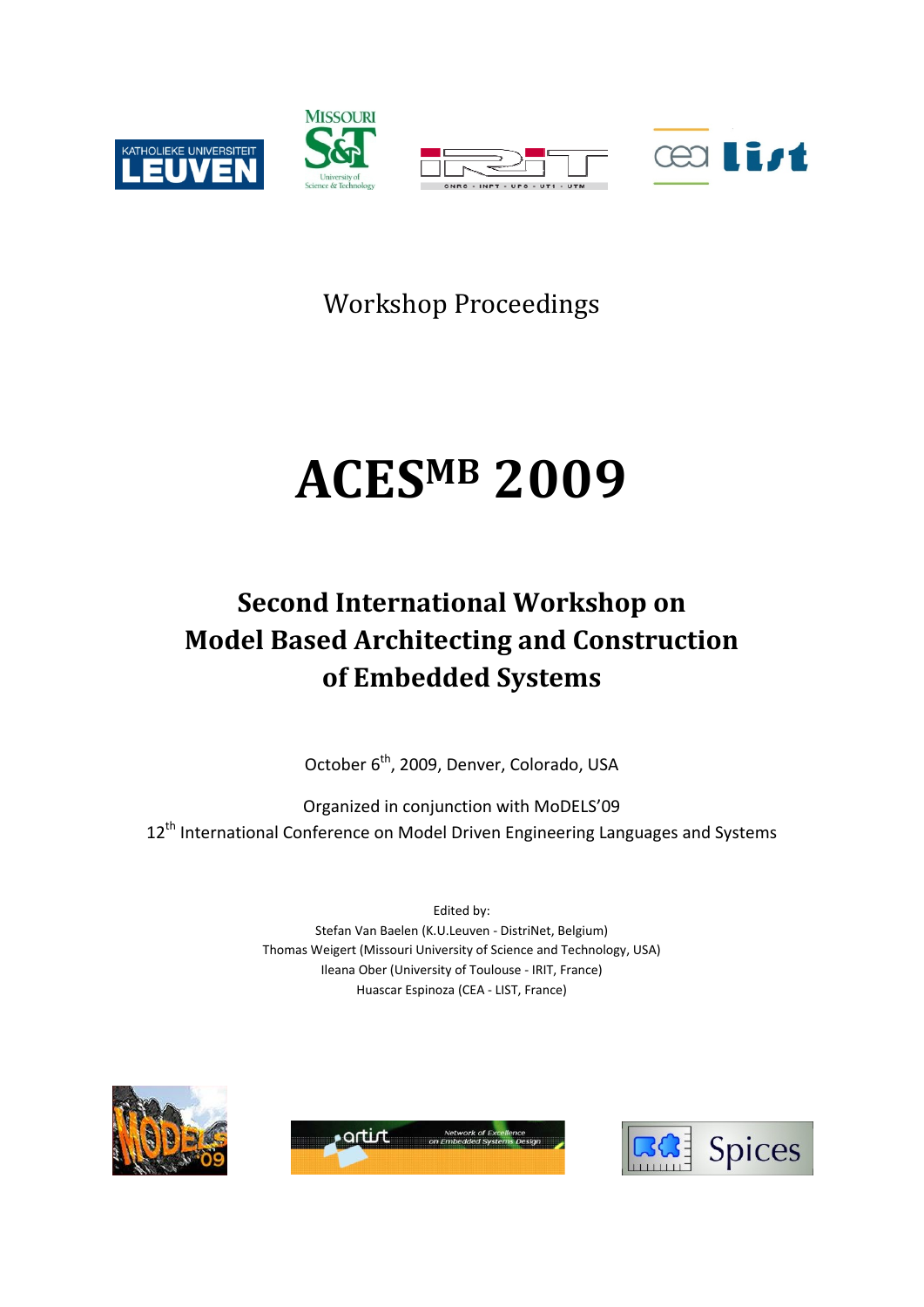Workshop Proceedings

# ACES$^{MB}$ 2009

## Second International Workshop on Model Based Architecting and Construction of Embedded Systems

October 6th, 2009, Denver, Colorado, USA

Organized in conjunction with MoDELS'09
12th International Conference on Model Driven Engineering Languages and Systems

Edited by:
Stefan Van Baelen (K.U.Leuven - DistriNet, Belgium)
Thomas Weigert (Missouri University of Science and Technology, USA)
Ileana Ober (University of Toulouse - IRIT, France)
Huascar Espinoza (CEA - LIST, France)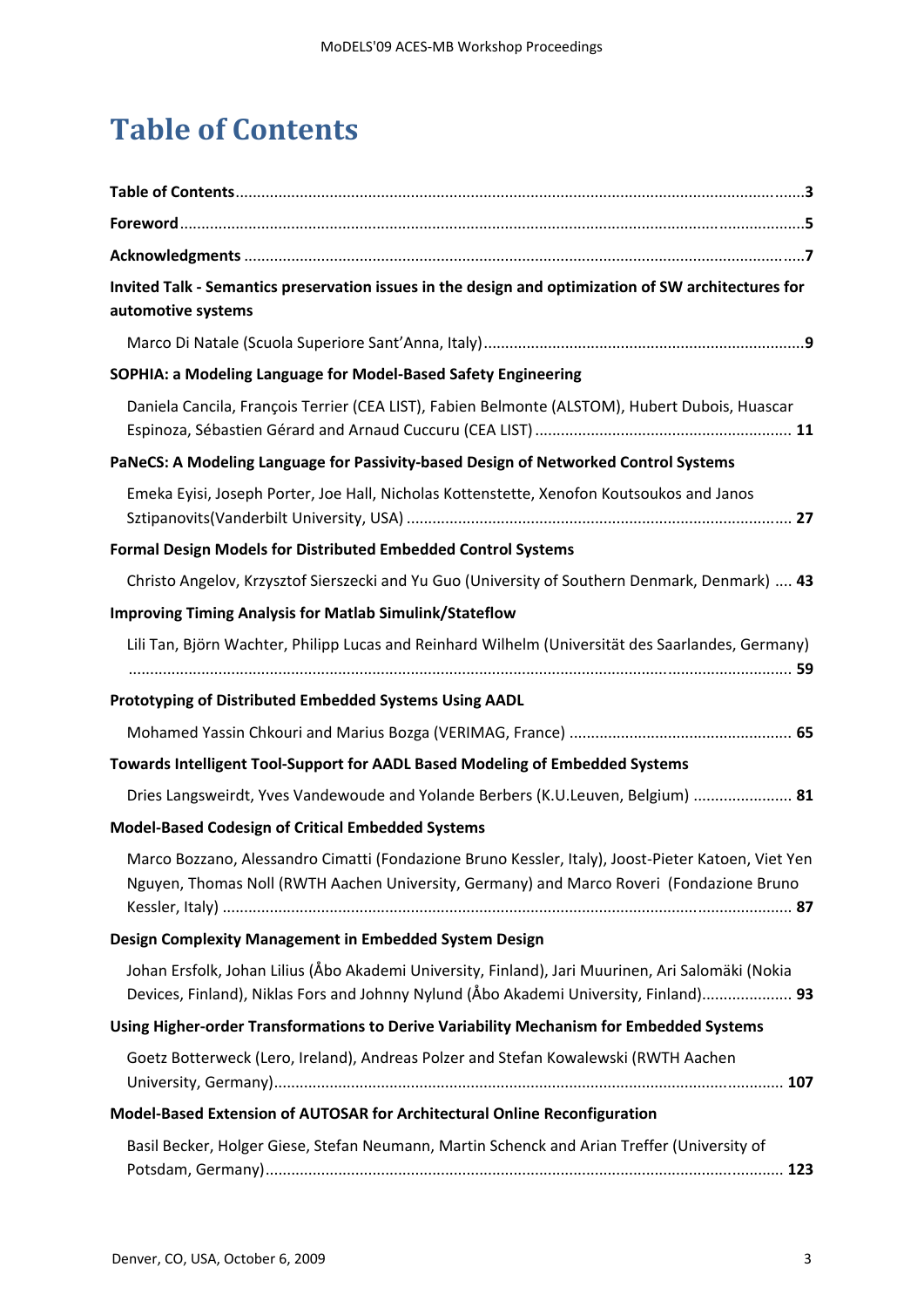# Table of Contents

**Table of Contents** ... **3**

**Foreword** ... **5**

**Acknowledgments** ... **7**

**Invited Talk - Semantics preservation issues in the design and optimization of SW architectures for automotive systems**

Marco Di Natale (Scuola Superiore Sant'Anna, Italy) ... **9**

**SOPHIA: a Modeling Language for Model-Based Safety Engineering**

Daniela Cancila, François Terrier (CEA LIST), Fabien Belmonte (ALSTOM), Hubert Dubois, Huascar Espinoza, Sébastien Gérard and Arnaud Cuccuru (CEA LIST) ... **11**

**PaNeCS: A Modeling Language for Passivity-based Design of Networked Control Systems**

Emeka Eyisi, Joseph Porter, Joe Hall, Nicholas Kottenstette, Xenofon Koutsoukos and Janos Sztipanovits(Vanderbilt University, USA) ... **27**

**Formal Design Models for Distributed Embedded Control Systems**

Christo Angelov, Krzysztof Sierszecki and Yu Guo (University of Southern Denmark, Denmark) ... **43**

**Improving Timing Analysis for Matlab Simulink/Stateflow**

Lili Tan, Björn Wachter, Philipp Lucas and Reinhard Wilhelm (Universität des Saarlandes, Germany) ... **59**

**Prototyping of Distributed Embedded Systems Using AADL**

Mohamed Yassin Chkouri and Marius Bozga (VERIMAG, France) ... **65**

**Towards Intelligent Tool-Support for AADL Based Modeling of Embedded Systems**

Dries Langsweirdt, Yves Vandewoude and Yolande Berbers (K.U.Leuven, Belgium) ... **81**

**Model-Based Codesign of Critical Embedded Systems**

Marco Bozzano, Alessandro Cimatti (Fondazione Bruno Kessler, Italy), Joost-Pieter Katoen, Viet Yen Nguyen, Thomas Noll (RWTH Aachen University, Germany) and Marco Roveri (Fondazione Bruno Kessler, Italy) ... **87**

**Design Complexity Management in Embedded System Design**

Johan Ersfolk, Johan Lilius (Åbo Akademi University, Finland), Jari Muurinen, Ari Salomäki (Nokia Devices, Finland), Niklas Fors and Johnny Nylund (Åbo Akademi University, Finland) ... **93**

**Using Higher-order Transformations to Derive Variability Mechanism for Embedded Systems**

Goetz Botterweck (Lero, Ireland), Andreas Polzer and Stefan Kowalewski (RWTH Aachen University, Germany) ... **107**

**Model-Based Extension of AUTOSAR for Architectural Online Reconfiguration**

Basil Becker, Holger Giese, Stefan Neumann, Martin Schenck and Arian Treffer (University of Potsdam, Germany) ... **123**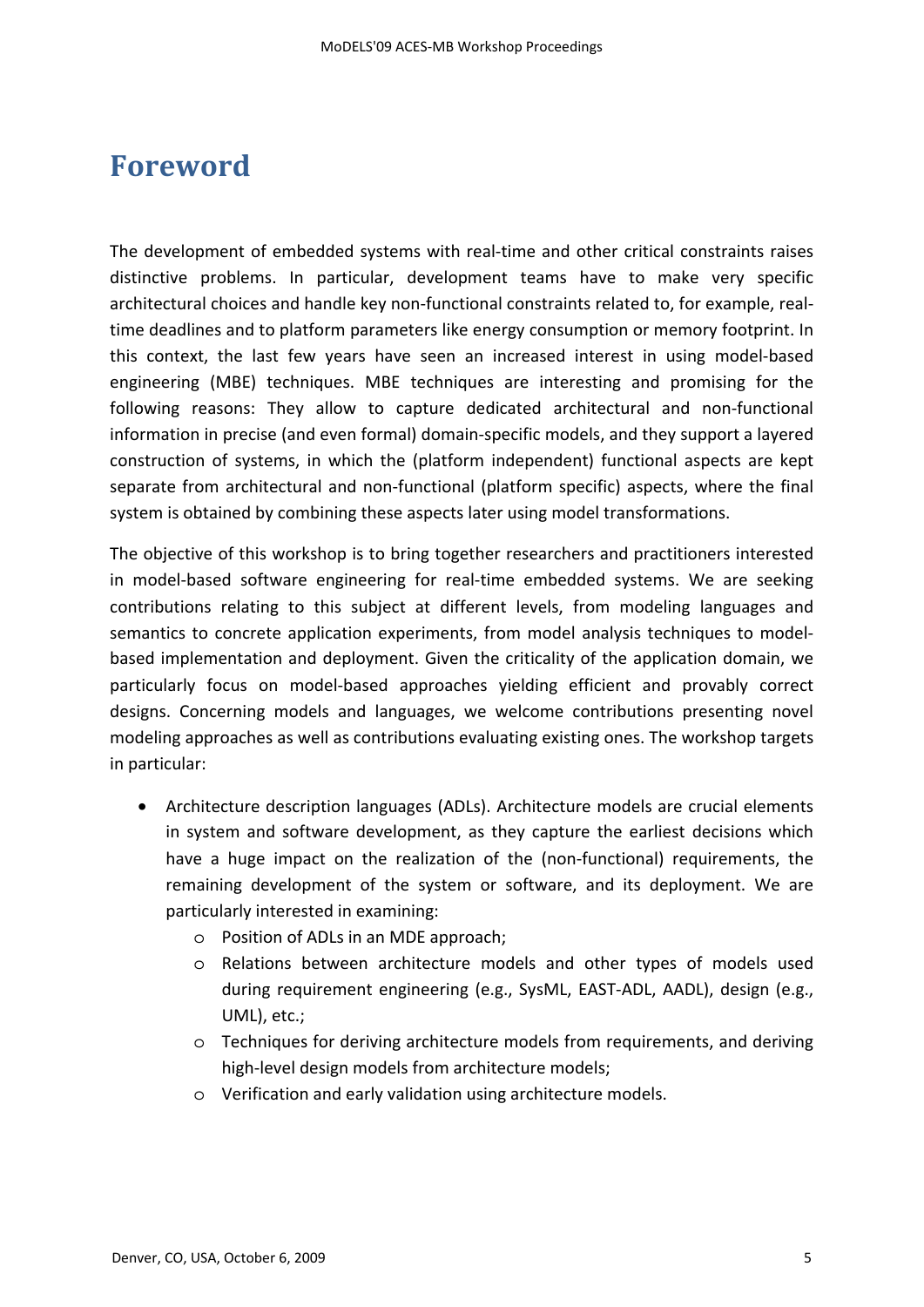# Foreword

The development of embedded systems with real-time and other critical constraints raises distinctive problems. In particular, development teams have to make very specific architectural choices and handle key non-functional constraints related to, for example, real-time deadlines and to platform parameters like energy consumption or memory footprint. In this context, the last few years have seen an increased interest in using model-based engineering (MBE) techniques. MBE techniques are interesting and promising for the following reasons: They allow to capture dedicated architectural and non-functional information in precise (and even formal) domain-specific models, and they support a layered construction of systems, in which the (platform independent) functional aspects are kept separate from architectural and non-functional (platform specific) aspects, where the final system is obtained by combining these aspects later using model transformations.

The objective of this workshop is to bring together researchers and practitioners interested in model-based software engineering for real-time embedded systems. We are seeking contributions relating to this subject at different levels, from modeling languages and semantics to concrete application experiments, from model analysis techniques to model-based implementation and deployment. Given the criticality of the application domain, we particularly focus on model-based approaches yielding efficient and provably correct designs. Concerning models and languages, we welcome contributions presenting novel modeling approaches as well as contributions evaluating existing ones. The workshop targets in particular:

- Architecture description languages (ADLs). Architecture models are crucial elements in system and software development, as they capture the earliest decisions which have a huge impact on the realization of the (non-functional) requirements, the remaining development of the system or software, and its deployment. We are particularly interested in examining:
  - Position of ADLs in an MDE approach;
  - Relations between architecture models and other types of models used during requirement engineering (e.g., SysML, EAST-ADL, AADL), design (e.g., UML), etc.;
  - Techniques for deriving architecture models from requirements, and deriving high-level design models from architecture models;
  - Verification and early validation using architecture models.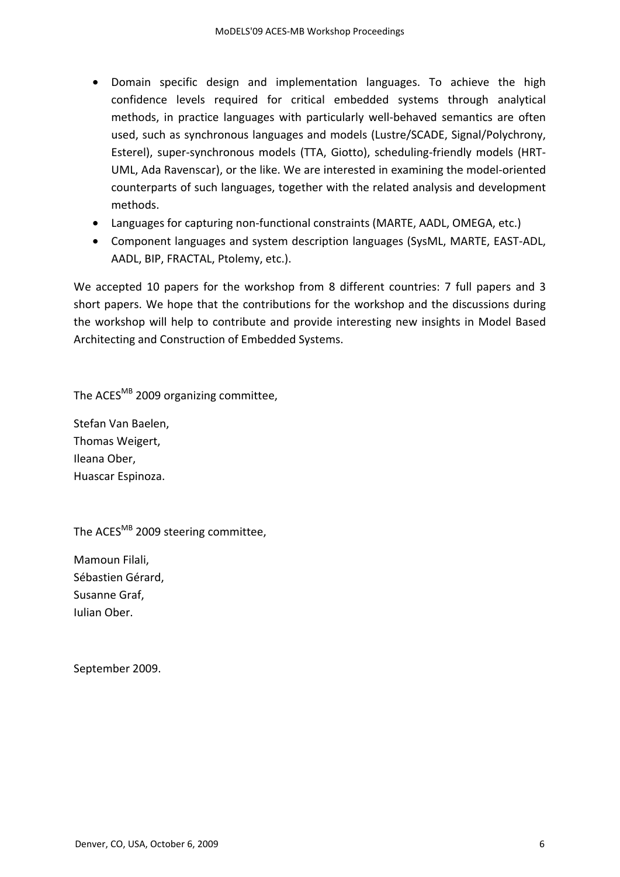- Domain specific design and implementation languages. To achieve the high confidence levels required for critical embedded systems through analytical methods, in practice languages with particularly well-behaved semantics are often used, such as synchronous languages and models (Lustre/SCADE, Signal/Polychrony, Esterel), super-synchronous models (TTA, Giotto), scheduling-friendly models (HRT-UML, Ada Ravenscar), or the like. We are interested in examining the model-oriented counterparts of such languages, together with the related analysis and development methods.
- Languages for capturing non-functional constraints (MARTE, AADL, OMEGA, etc.)
- Component languages and system description languages (SysML, MARTE, EAST-ADL, AADL, BIP, FRACTAL, Ptolemy, etc.).

We accepted 10 papers for the workshop from 8 different countries: 7 full papers and 3 short papers. We hope that the contributions for the workshop and the discussions during the workshop will help to contribute and provide interesting new insights in Model Based Architecting and Construction of Embedded Systems.

The ACES$^{MB}$ 2009 organizing committee,

Stefan Van Baelen,  
Thomas Weigert,  
Ileana Ober,  
Huascar Espinoza.

The ACES$^{MB}$ 2009 steering committee,

Mamoun Filali,  
Sébastien Gérard,  
Susanne Graf,  
Iulian Ober.

September 2009.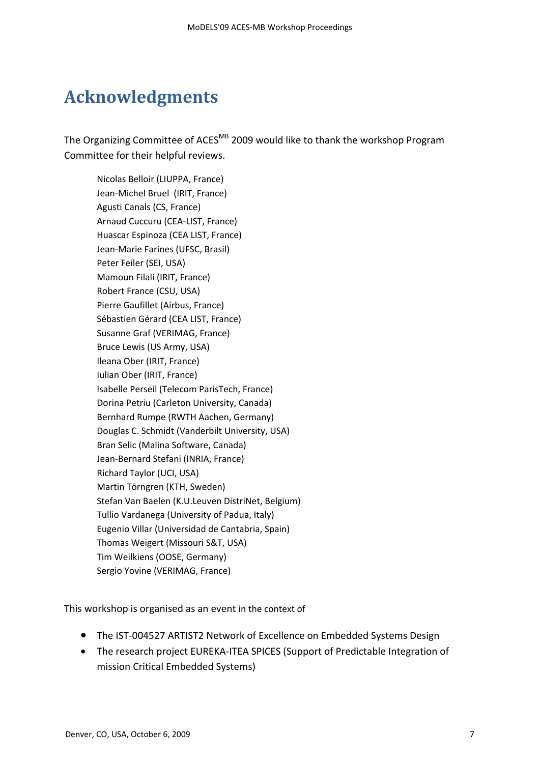# Acknowledgments

The Organizing Committee of ACES[MB] 2009 would like to thank the workshop Program Committee for their helpful reviews.

Nicolas Belloir (LIUPPA, France)
Jean-Michel Bruel (IRIT, France)
Agusti Canals (CS, France)
Arnaud Cuccuru (CEA-LIST, France)
Huascar Espinoza (CEA LIST, France)
Jean-Marie Farines (UFSC, Brasil)
Peter Feiler (SEI, USA)
Mamoun Filali (IRIT, France)
Robert France (CSU, USA)
Pierre Gaufillet (Airbus, France)
Sébastien Gérard (CEA LIST, France)
Susanne Graf (VERIMAG, France)
Bruce Lewis (US Army, USA)
Ileana Ober (IRIT, France)
Iulian Ober (IRIT, France)
Isabelle Perseil (Telecom ParisTech, France)
Dorina Petriu (Carleton University, Canada)
Bernhard Rumpe (RWTH Aachen, Germany)
Douglas C. Schmidt (Vanderbilt University, USA)
Bran Selic (Malina Software, Canada)
Jean-Bernard Stefani (INRIA, France)
Richard Taylor (UCI, USA)
Martin Törngren (KTH, Sweden)
Stefan Van Baelen (K.U.Leuven DistriNet, Belgium)
Tullio Vardanega (University of Padua, Italy)
Eugenio Villar (Universidad de Cantabria, Spain)
Thomas Weigert (Missouri S&T, USA)
Tim Weilkiens (OOSE, Germany)
Sergio Yovine (VERIMAG, France)

This workshop is organised as an event in the context of

- The IST-004527 ARTIST2 Network of Excellence on Embedded Systems Design
- The research project EUREKA-ITEA SPICES (Support of Predictable Integration of mission Critical Embedded Systems)